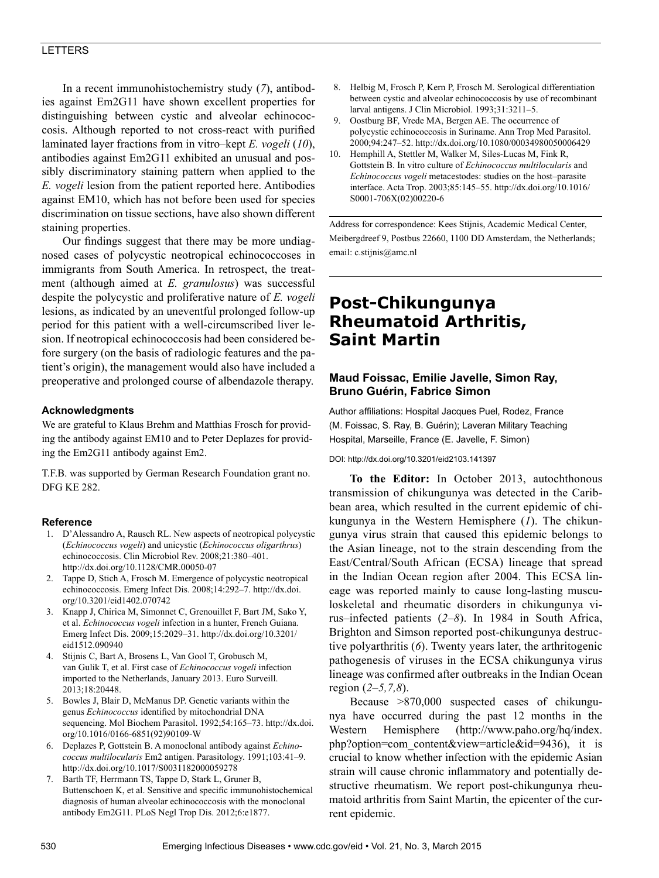In a recent immunohistochemistry study (*7*), antibodies against Em2G11 have shown excellent properties for distinguishing between cystic and alveolar echinococcosis. Although reported to not cross-react with purified laminated layer fractions from in vitro–kept *E. vogeli* (*10*), antibodies against Em2G11 exhibited an unusual and possibly discriminatory staining pattern when applied to the *E. vogeli* lesion from the patient reported here. Antibodies against EM10, which has not before been used for species discrimination on tissue sections, have also shown different staining properties.

Our findings suggest that there may be more undiagnosed cases of polycystic neotropical echinococcoses in immigrants from South America. In retrospect, the treatment (although aimed at *E. granulosus*) was successful despite the polycystic and proliferative nature of *E. vogeli* lesions, as indicated by an uneventful prolonged follow-up period for this patient with a well-circumscribed liver lesion. If neotropical echinococcosis had been considered before surgery (on the basis of radiologic features and the patient's origin), the management would also have included a preoperative and prolonged course of albendazole therapy.

#### Acknowledgments

We are grateful to Klaus Brehm and Matthias Frosch for providing the antibody against EM10 and to Peter Deplazes for providing the Em2G11 antibody against Em2.

T.F.B. was supported by German Research Foundation grant no. DFG KE 282.

#### Reference

1. D'Alessandro A, Rausch RL. New aspects of neotropical polycystic (*Echinococcus vogeli*) and unicystic (*Echinococcus oligarthrus*) echinococcosis. Clin Microbiol Rev. 2008;21:380–401. http://dx.doi.org/10.1128/CMR.00050-07
2. Tappe D, Stich A, Frosch M. Emergence of polycystic neotropical echinococcosis. Emerg Infect Dis. 2008;14:292–7. http://dx.doi.org/10.3201/eid1402.070742
3. Knapp J, Chirica M, Simonnet C, Grenouillet F, Bart JM, Sako Y, et al. *Echinococcus vogeli* infection in a hunter, French Guiana. Emerg Infect Dis. 2009;15:2029–31. http://dx.doi.org/10.3201/eid1512.090940
4. Stijnis C, Bart A, Brosens L, Van Gool T, Grobusch M, van Gulik T, et al. First case of *Echinococcus vogeli* infection imported to the Netherlands, January 2013. Euro Surveill. 2013;18:20448.
5. Bowles J, Blair D, McManus DP. Genetic variants within the genus *Echinococcus* identified by mitochondrial DNA sequencing. Mol Biochem Parasitol. 1992;54:165–73. http://dx.doi.org/10.1016/0166-6851(92)90109-W
6. Deplazes P, Gottstein B. A monoclonal antibody against *Echinococcus multilocularis* Em2 antigen. Parasitology. 1991;103:41–9. http://dx.doi.org/10.1017/S0031182000059278
7. Barth TF, Herrmann TS, Tappe D, Stark L, Gruner B, Buttenschoen K, et al. Sensitive and specific immunohistochemical diagnosis of human alveolar echinococcosis with the monoclonal antibody Em2G11. PLoS Negl Trop Dis. 2012;6:e1877.
8. Helbig M, Frosch P, Kern P, Frosch M. Serological differentiation between cystic and alveolar echinococcosis by use of recombinant larval antigens. J Clin Microbiol. 1993;31:3211–5.
9. Oostburg BF, Vrede MA, Bergen AE. The occurrence of polycystic echinococcosis in Suriname. Ann Trop Med Parasitol. 2000;94:247–52. http://dx.doi.org/10.1080/00034980050006429
10. Hemphill A, Stettler M, Walker M, Siles-Lucas M, Fink R, Gottstein B. In vitro culture of *Echinococcus multilocularis* and *Echinococcus vogeli* metacestodes: studies on the host–parasite interface. Acta Trop. 2003;85:145–55. http://dx.doi.org/10.1016/S0001-706X(02)00220-6

Address for correspondence: Kees Stijnis, Academic Medical Center, Meibergdreef 9, Postbus 22660, 1100 DD Amsterdam, the Netherlands; email: c.stijnis@amc.nl

# Post-Chikungunya Rheumatoid Arthritis, Saint Martin

**Maud Foissac, Emilie Javelle, Simon Ray, Bruno Guérin, Fabrice Simon**

Author affiliations: Hospital Jacques Puel, Rodez, France (M. Foissac, S. Ray, B. Guérin); Laveran Military Teaching Hospital, Marseille, France (E. Javelle, F. Simon)

DOI: http://dx.doi.org/10.3201/eid2103.141397

**To the Editor:** In October 2013, autochthonous transmission of chikungunya was detected in the Caribbean area, which resulted in the current epidemic of chikungunya in the Western Hemisphere (*1*). The chikungunya virus strain that caused this epidemic belongs to the Asian lineage, not to the strain descending from the East/Central/South African (ECSA) lineage that spread in the Indian Ocean region after 2004. This ECSA lineage was reported mainly to cause long-lasting musculoskeletal and rheumatic disorders in chikungunya virus–infected patients (*2*–*8*). In 1984 in South Africa, Brighton and Simson reported post-chikungunya destructive polyarthritis (*6*). Twenty years later, the arthritogenic pathogenesis of viruses in the ECSA chikungunya virus lineage was confirmed after outbreaks in the Indian Ocean region (*2*–*5*,*7*,*8*).

Because >870,000 suspected cases of chikungunya have occurred during the past 12 months in the Western Hemisphere (http://www.paho.org/hq/index.php?option=com_content&view=article&id=9436), it is crucial to know whether infection with the epidemic Asian strain will cause chronic inflammatory and potentially destructive rheumatism. We report post-chikungunya rheumatoid arthritis from Saint Martin, the epicenter of the current epidemic.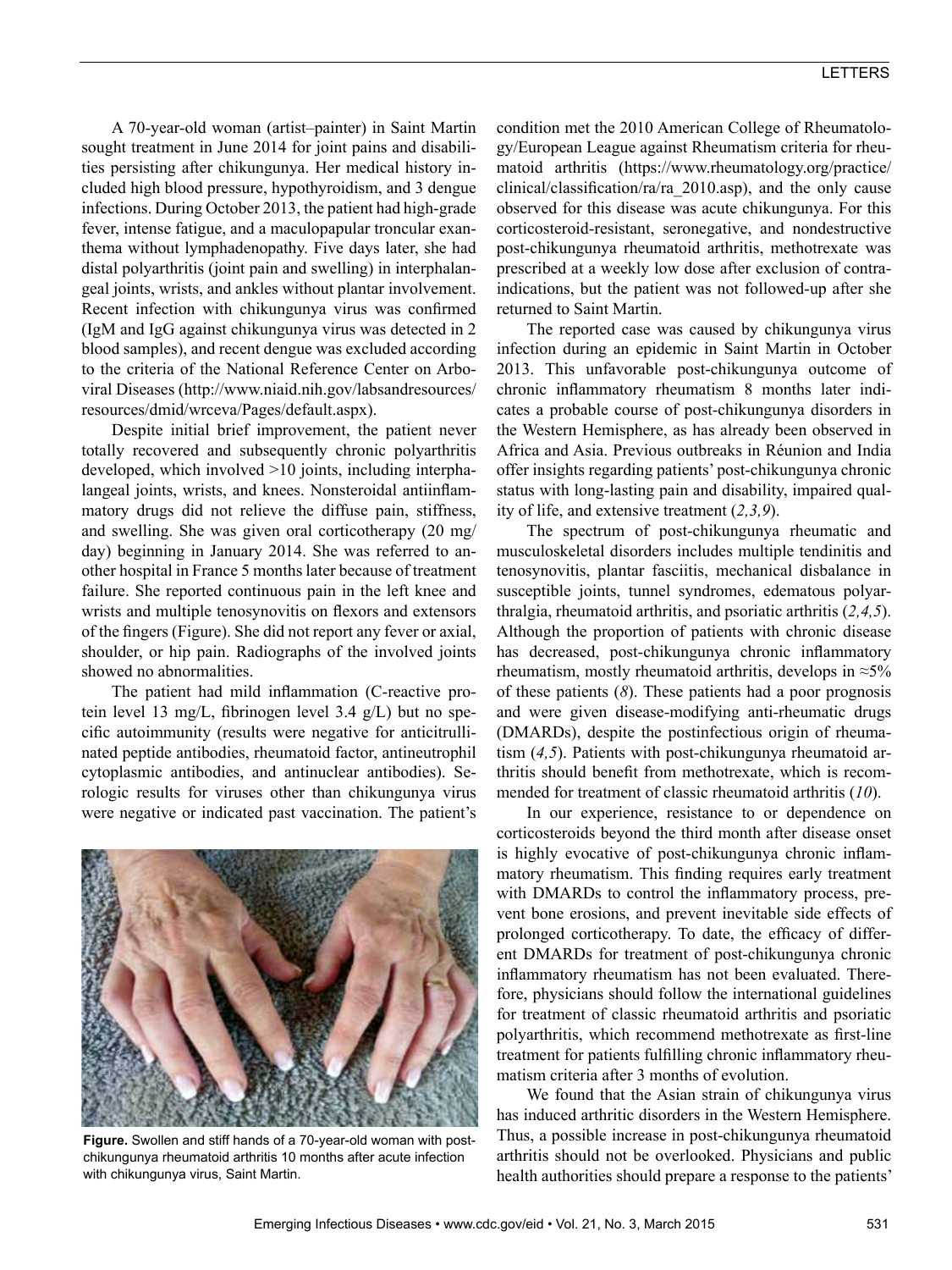A 70-year-old woman (artist–painter) in Saint Martin sought treatment in June 2014 for joint pains and disabilities persisting after chikungunya. Her medical history included high blood pressure, hypothyroidism, and 3 dengue infections. During October 2013, the patient had high-grade fever, intense fatigue, and a maculopapular troncular exanthema without lymphadenopathy. Five days later, she had distal polyarthritis (joint pain and swelling) in interphalangeal joints, wrists, and ankles without plantar involvement. Recent infection with chikungunya virus was confirmed (IgM and IgG against chikungunya virus was detected in 2 blood samples), and recent dengue was excluded according to the criteria of the National Reference Center on Arboviral Diseases (http://www.niaid.nih.gov/labsandresources/resources/dmid/wrceva/Pages/default.aspx).

Despite initial brief improvement, the patient never totally recovered and subsequently chronic polyarthritis developed, which involved >10 joints, including interphalangeal joints, wrists, and knees. Nonsteroidal antiinflammatory drugs did not relieve the diffuse pain, stiffness, and swelling. She was given oral corticotherapy (20 mg/day) beginning in January 2014. She was referred to another hospital in France 5 months later because of treatment failure. She reported continuous pain in the left knee and wrists and multiple tenosynovitis on flexors and extensors of the fingers (Figure). She did not report any fever or axial, shoulder, or hip pain. Radiographs of the involved joints showed no abnormalities.

The patient had mild inflammation (C-reactive protein level 13 mg/L, fibrinogen level 3.4 g/L) but no specific autoimmunity (results were negative for anticitrullinated peptide antibodies, rheumatoid factor, antineutrophil cytoplasmic antibodies, and antinuclear antibodies). Serologic results for viruses other than chikungunya virus were negative or indicated past vaccination. The patient's condition met the 2010 American College of Rheumatology/European League against Rheumatism criteria for rheumatoid arthritis (https://www.rheumatology.org/practice/clinical/classification/ra/ra_2010.asp), and the only cause observed for this disease was acute chikungunya. For this corticosteroid-resistant, seronegative, and nondestructive post-chikungunya rheumatoid arthritis, methotrexate was prescribed at a weekly low dose after exclusion of contraindications, but the patient was not followed-up after she returned to Saint Martin.

**Figure.** Swollen and stiff hands of a 70-year-old woman with post-chikungunya rheumatoid arthritis 10 months after acute infection with chikungunya virus, Saint Martin.

The reported case was caused by chikungunya virus infection during an epidemic in Saint Martin in October 2013. This unfavorable post-chikungunya outcome of chronic inflammatory rheumatism 8 months later indicates a probable course of post-chikungunya disorders in the Western Hemisphere, as has already been observed in Africa and Asia. Previous outbreaks in Réunion and India offer insights regarding patients' post-chikungunya chronic status with long-lasting pain and disability, impaired quality of life, and extensive treatment (*2,3,9*).

The spectrum of post-chikungunya rheumatic and musculoskeletal disorders includes multiple tendinitis and tenosynovitis, plantar fasciitis, mechanical disbalance in susceptible joints, tunnel syndromes, edematous polyarthralgia, rheumatoid arthritis, and psoriatic arthritis (*2,4,5*). Although the proportion of patients with chronic disease has decreased, post-chikungunya chronic inflammatory rheumatism, mostly rheumatoid arthritis, develops in ≈5% of these patients (*8*). These patients had a poor prognosis and were given disease-modifying anti-rheumatic drugs (DMARDs), despite the postinfectious origin of rheumatism (*4,5*). Patients with post-chikungunya rheumatoid arthritis should benefit from methotrexate, which is recommended for treatment of classic rheumatoid arthritis (*10*).

In our experience, resistance to or dependence on corticosteroids beyond the third month after disease onset is highly evocative of post-chikungunya chronic inflammatory rheumatism. This finding requires early treatment with DMARDs to control the inflammatory process, prevent bone erosions, and prevent inevitable side effects of prolonged corticotherapy. To date, the efficacy of different DMARDs for treatment of post-chikungunya chronic inflammatory rheumatism has not been evaluated. Therefore, physicians should follow the international guidelines for treatment of classic rheumatoid arthritis and psoriatic polyarthritis, which recommend methotrexate as first-line treatment for patients fulfilling chronic inflammatory rheumatism criteria after 3 months of evolution.

We found that the Asian strain of chikungunya virus has induced arthritic disorders in the Western Hemisphere. Thus, a possible increase in post-chikungunya rheumatoid arthritis should not be overlooked. Physicians and public health authorities should prepare a response to the patients'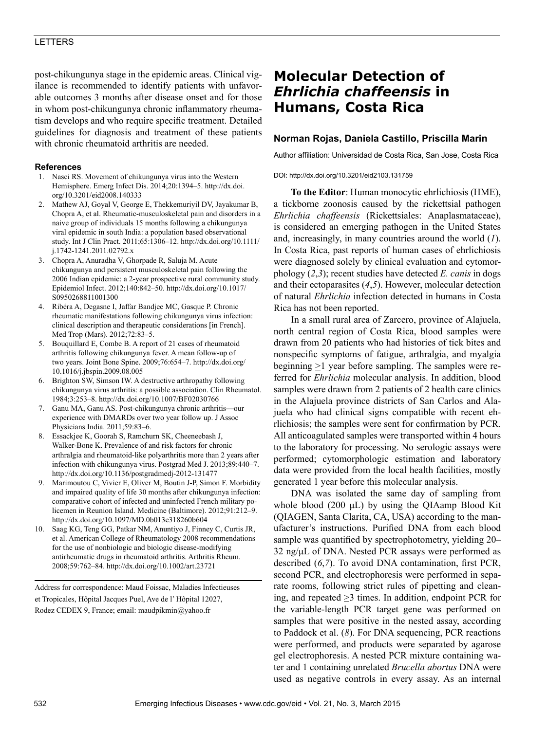post-chikungunya stage in the epidemic areas. Clinical vigilance is recommended to identify patients with unfavorable outcomes 3 months after disease onset and for those in whom post-chikungunya chronic inflammatory rheumatism develops and who require specific treatment. Detailed guidelines for diagnosis and treatment of these patients with chronic rheumatoid arthritis are needed.

### References

1. Nasci RS. Movement of chikungunya virus into the Western Hemisphere. Emerg Infect Dis. 2014;20:1394–5. http://dx.doi.org/10.3201/eid2008.140333
2. Mathew AJ, Goyal V, George E, Thekkemuriyil DV, Jayakumar B, Chopra A, et al. Rheumatic-musculoskeletal pain and disorders in a naive group of individuals 15 months following a chikungunya viral epidemic in south India: a population based observational study. Int J Clin Pract. 2011;65:1306–12. http://dx.doi.org/10.1111/j.1742-1241.2011.02792.x
3. Chopra A, Anuradha V, Ghorpade R, Saluja M. Acute chikungunya and persistent musculoskeletal pain following the 2006 Indian epidemic: a 2-year prospective rural community study. Epidemiol Infect. 2012;140:842–50. http://dx.doi.org/10.1017/S0950268811001300
4. Ribéra A, Degasne I, Jaffar Bandjee MC, Gasque P. Chronic rheumatic manifestations following chikungunya virus infection: clinical description and therapeutic considerations [in French]. Med Trop (Mars). 2012;72:83–5.
5. Bouquillard E, Combe B. A report of 21 cases of rheumatoid arthritis following chikungunya fever. A mean follow-up of two years. Joint Bone Spine. 2009;76:654–7. http://dx.doi.org/10.1016/j.jbspin.2009.08.005
6. Brighton SW, Simson IW. A destructive arthropathy following chikungunya virus arthritis: a possible association. Clin Rheumatol. 1984;3:253–8. http://dx.doi.org/10.1007/BF02030766
7. Ganu MA, Ganu AS. Post-chikungunya chronic arthritis—our experience with DMARDs over two year follow up. J Assoc Physicians India. 2011;59:83–6.
8. Essackjee K, Goorah S, Ramchurn SK, Cheeneebash J, Walker-Bone K. Prevalence of and risk factors for chronic arthralgia and rheumatoid-like polyarthritis more than 2 years after infection with chikungunya virus. Postgrad Med J. 2013;89:440–7. http://dx.doi.org/10.1136/postgradmedj-2012-131477
9. Marimoutou C, Vivier E, Oliver M, Boutin J-P, Simon F. Morbidity and impaired quality of life 30 months after chikungunya infection: comparative cohort of infected and uninfected French military policemen in Reunion Island. Medicine (Baltimore). 2012;91:212–9. http://dx.doi.org/10.1097/MD.0b013e318260b604
10. Saag KG, Teng GG, Patkar NM, Anuntiyo J, Finney C, Curtis JR, et al. American College of Rheumatology 2008 recommendations for the use of nonbiologic and biologic disease-modifying antirheumatic drugs in rheumatoid arthritis. Arthritis Rheum. 2008;59:762–84. http://dx.doi.org/10.1002/art.23721

Address for correspondence: Maud Foissac, Maladies Infectieuses et Tropicales, Hôpital Jacques Puel, Ave de l' Hôpital 12027, Rodez CEDEX 9, France; email: maudpikmin@yahoo.fr

# Molecular Detection of *Ehrlichia chaffeensis* in Humans, Costa Rica

**Norman Rojas, Daniela Castillo, Priscilla Marin**

Author affiliation: Universidad de Costa Rica, San Jose, Costa Rica

DOI: http://dx.doi.org/10.3201/eid2103.131759

**To the Editor**: Human monocytic ehrlichiosis (HME), a tickborne zoonosis caused by the rickettsial pathogen *Ehrlichia chaffeensis* (Rickettsiales: Anaplasmataceae), is considered an emerging pathogen in the United States and, increasingly, in many countries around the world (*1*). In Costa Rica, past reports of human cases of ehrlichiosis were diagnosed solely by clinical evaluation and cytomorphology (*2*,*3*); recent studies have detected *E. canis* in dogs and their ectoparasites (*4*,*5*). However, molecular detection of natural *Ehrlichia* infection detected in humans in Costa Rica has not been reported.

In a small rural area of Zarcero, province of Alajuela, north central region of Costa Rica, blood samples were drawn from 20 patients who had histories of tick bites and nonspecific symptoms of fatigue, arthralgia, and myalgia beginning ≥1 year before sampling. The samples were referred for *Ehrlichia* molecular analysis. In addition, blood samples were drawn from 2 patients of 2 health care clinics in the Alajuela province districts of San Carlos and Alajuela who had clinical signs compatible with recent ehrlichiosis; the samples were sent for confirmation by PCR. All anticoagulated samples were transported within 4 hours to the laboratory for processing. No serologic assays were performed; cytomorphologic estimation and laboratory data were provided from the local health facilities, mostly generated 1 year before this molecular analysis.

DNA was isolated the same day of sampling from whole blood (200 μL) by using the QIAamp Blood Kit (QIAGEN, Santa Clarita, CA, USA) according to the manufacturer's instructions. Purified DNA from each blood sample was quantified by spectrophotometry, yielding 20–32 ng/μL of DNA. Nested PCR assays were performed as described (*6*,*7*). To avoid DNA contamination, first PCR, second PCR, and electrophoresis were performed in separate rooms, following strict rules of pipetting and cleaning, and repeated ≥3 times. In addition, endpoint PCR for the variable-length PCR target gene was performed on samples that were positive in the nested assay, according to Paddock et al. (*8*). For DNA sequencing, PCR reactions were performed, and products were separated by agarose gel electrophoresis. A nested PCR mixture containing water and 1 containing unrelated *Brucella abortus* DNA were used as negative controls in every assay. As an internal